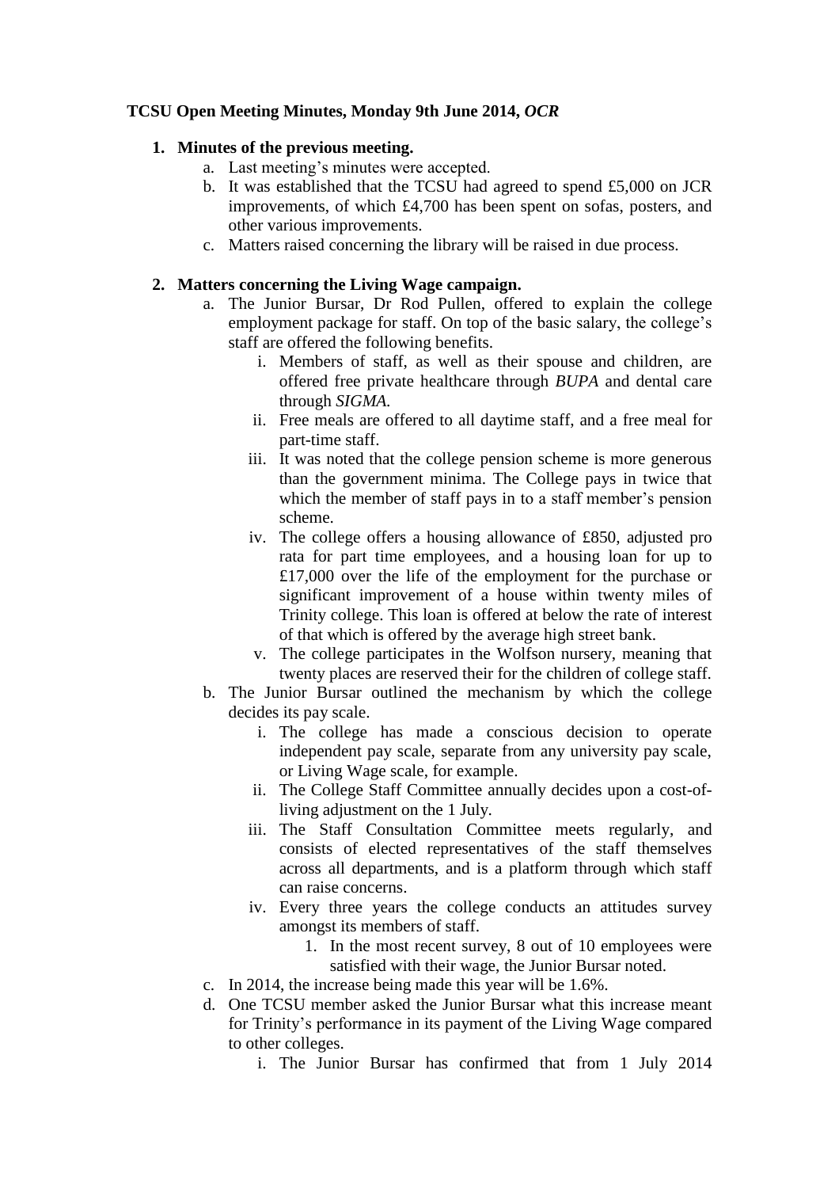**TCSU Open Meeting Minutes, Monday 9th June 2014,** ***OCR***

1. **Minutes of the previous meeting.**
    a. Last meeting's minutes were accepted.
    b. It was established that the TCSU had agreed to spend £5,000 on JCR improvements, of which £4,700 has been spent on sofas, posters, and other various improvements.
    c. Matters raised concerning the library will be raised in due process.

2. **Matters concerning the Living Wage campaign.**
    a. The Junior Bursar, Dr Rod Pullen, offered to explain the college employment package for staff. On top of the basic salary, the college's staff are offered the following benefits.
        i. Members of staff, as well as their spouse and children, are offered free private healthcare through *BUPA* and dental care through *SIGMA.*
        ii. Free meals are offered to all daytime staff, and a free meal for part-time staff.
        iii. It was noted that the college pension scheme is more generous than the government minima. The College pays in twice that which the member of staff pays in to a staff member's pension scheme.
        iv. The college offers a housing allowance of £850, adjusted pro rata for part time employees, and a housing loan for up to £17,000 over the life of the employment for the purchase or significant improvement of a house within twenty miles of Trinity college. This loan is offered at below the rate of interest of that which is offered by the average high street bank.
        v. The college participates in the Wolfson nursery, meaning that twenty places are reserved their for the children of college staff.
    b. The Junior Bursar outlined the mechanism by which the college decides its pay scale.
        i. The college has made a conscious decision to operate independent pay scale, separate from any university pay scale, or Living Wage scale, for example.
        ii. The College Staff Committee annually decides upon a cost-of-living adjustment on the 1 July.
        iii. The Staff Consultation Committee meets regularly, and consists of elected representatives of the staff themselves across all departments, and is a platform through which staff can raise concerns.
        iv. Every three years the college conducts an attitudes survey amongst its members of staff.
            1. In the most recent survey, 8 out of 10 employees were satisfied with their wage, the Junior Bursar noted.
    c. In 2014, the increase being made this year will be 1.6%.
    d. One TCSU member asked the Junior Bursar what this increase meant for Trinity's performance in its payment of the Living Wage compared to other colleges.
        i. The Junior Bursar has confirmed that from 1 July 2014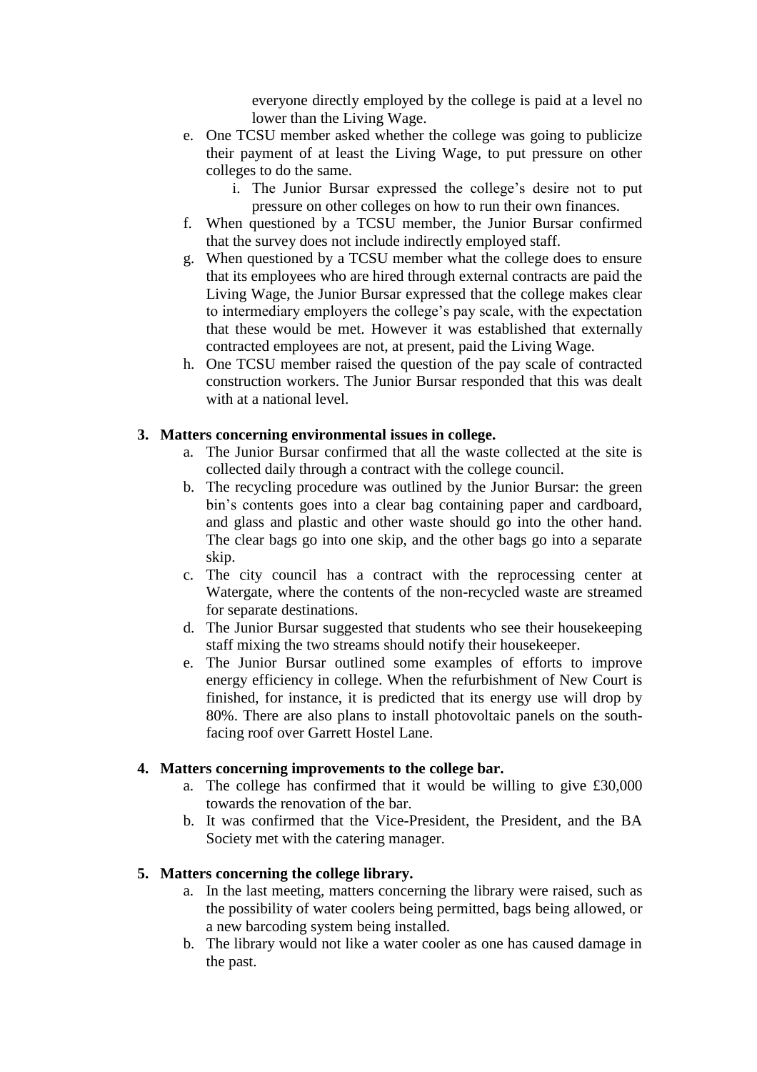everyone directly employed by the college is paid at a level no lower than the Living Wage.

e. One TCSU member asked whether the college was going to publicize their payment of at least the Living Wage, to put pressure on other colleges to do the same.
    i. The Junior Bursar expressed the college's desire not to put pressure on other colleges on how to run their own finances.
f. When questioned by a TCSU member, the Junior Bursar confirmed that the survey does not include indirectly employed staff.
g. When questioned by a TCSU member what the college does to ensure that its employees who are hired through external contracts are paid the Living Wage, the Junior Bursar expressed that the college makes clear to intermediary employers the college's pay scale, with the expectation that these would be met. However it was established that externally contracted employees are not, at present, paid the Living Wage.
h. One TCSU member raised the question of the pay scale of contracted construction workers. The Junior Bursar responded that this was dealt with at a national level.

**3. Matters concerning environmental issues in college.**

a. The Junior Bursar confirmed that all the waste collected at the site is collected daily through a contract with the college council.
b. The recycling procedure was outlined by the Junior Bursar: the green bin's contents goes into a clear bag containing paper and cardboard, and glass and plastic and other waste should go into the other hand. The clear bags go into one skip, and the other bags go into a separate skip.
c. The city council has a contract with the reprocessing center at Watergate, where the contents of the non-recycled waste are streamed for separate destinations.
d. The Junior Bursar suggested that students who see their housekeeping staff mixing the two streams should notify their housekeeper.
e. The Junior Bursar outlined some examples of efforts to improve energy efficiency in college. When the refurbishment of New Court is finished, for instance, it is predicted that its energy use will drop by 80%. There are also plans to install photovoltaic panels on the south-facing roof over Garrett Hostel Lane.

**4. Matters concerning improvements to the college bar.**

a. The college has confirmed that it would be willing to give £30,000 towards the renovation of the bar.
b. It was confirmed that the Vice-President, the President, and the BA Society met with the catering manager.

**5. Matters concerning the college library.**

a. In the last meeting, matters concerning the library were raised, such as the possibility of water coolers being permitted, bags being allowed, or a new barcoding system being installed.
b. The library would not like a water cooler as one has caused damage in the past.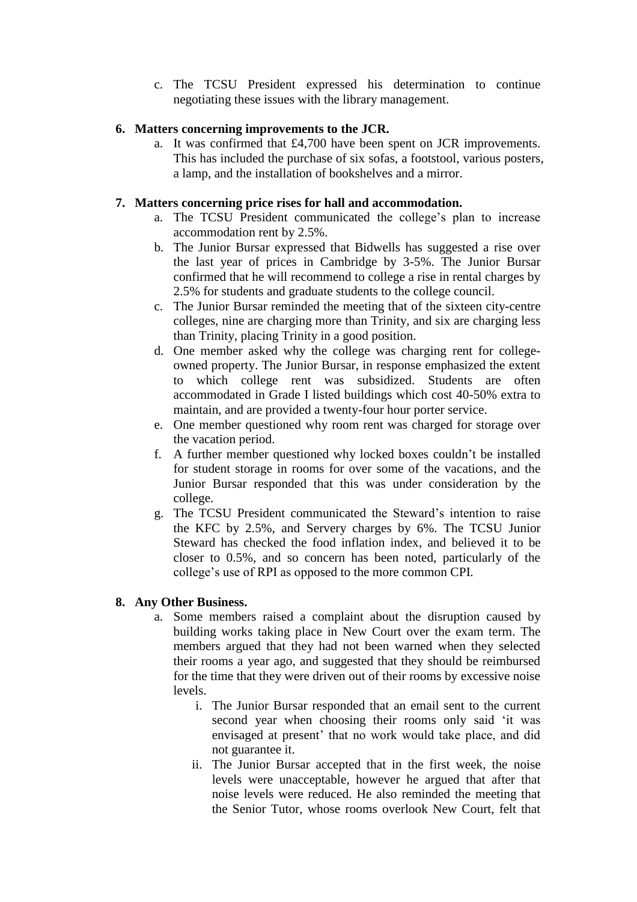c. The TCSU President expressed his determination to continue negotiating these issues with the library management.

**6. Matters concerning improvements to the JCR.**

a. It was confirmed that £4,700 have been spent on JCR improvements. This has included the purchase of six sofas, a footstool, various posters, a lamp, and the installation of bookshelves and a mirror.

**7. Matters concerning price rises for hall and accommodation.**

a. The TCSU President communicated the college's plan to increase accommodation rent by 2.5%.

b. The Junior Bursar expressed that Bidwells has suggested a rise over the last year of prices in Cambridge by 3-5%. The Junior Bursar confirmed that he will recommend to college a rise in rental charges by 2.5% for students and graduate students to the college council.

c. The Junior Bursar reminded the meeting that of the sixteen city-centre colleges, nine are charging more than Trinity, and six are charging less than Trinity, placing Trinity in a good position.

d. One member asked why the college was charging rent for college-owned property. The Junior Bursar, in response emphasized the extent to which college rent was subsidized. Students are often accommodated in Grade I listed buildings which cost 40-50% extra to maintain, and are provided a twenty-four hour porter service.

e. One member questioned why room rent was charged for storage over the vacation period.

f. A further member questioned why locked boxes couldn't be installed for student storage in rooms for over some of the vacations, and the Junior Bursar responded that this was under consideration by the college.

g. The TCSU President communicated the Steward's intention to raise the KFC by 2.5%, and Servery charges by 6%. The TCSU Junior Steward has checked the food inflation index, and believed it to be closer to 0.5%, and so concern has been noted, particularly of the college's use of RPI as opposed to the more common CPI.

**8. Any Other Business.**

a. Some members raised a complaint about the disruption caused by building works taking place in New Court over the exam term. The members argued that they had not been warned when they selected their rooms a year ago, and suggested that they should be reimbursed for the time that they were driven out of their rooms by excessive noise levels.

   i. The Junior Bursar responded that an email sent to the current second year when choosing their rooms only said 'it was envisaged at present' that no work would take place, and did not guarantee it.

   ii. The Junior Bursar accepted that in the first week, the noise levels were unacceptable, however he argued that after that noise levels were reduced. He also reminded the meeting that the Senior Tutor, whose rooms overlook New Court, felt that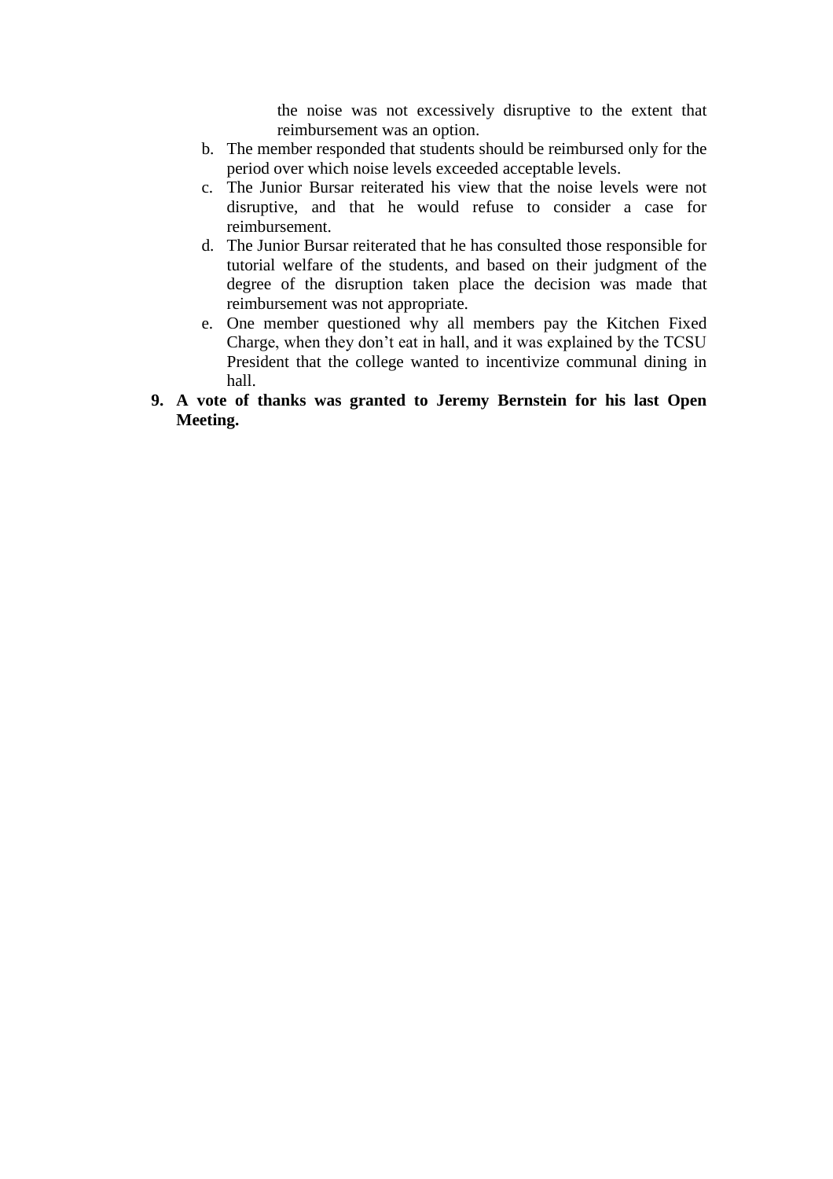the noise was not excessively disruptive to the extent that reimbursement was an option.

   b. The member responded that students should be reimbursed only for the period over which noise levels exceeded acceptable levels.
   c. The Junior Bursar reiterated his view that the noise levels were not disruptive, and that he would refuse to consider a case for reimbursement.
   d. The Junior Bursar reiterated that he has consulted those responsible for tutorial welfare of the students, and based on their judgment of the degree of the disruption taken place the decision was made that reimbursement was not appropriate.
   e. One member questioned why all members pay the Kitchen Fixed Charge, when they don't eat in hall, and it was explained by the TCSU President that the college wanted to incentivize communal dining in hall.

9. **A vote of thanks was granted to Jeremy Bernstein for his last Open Meeting.**